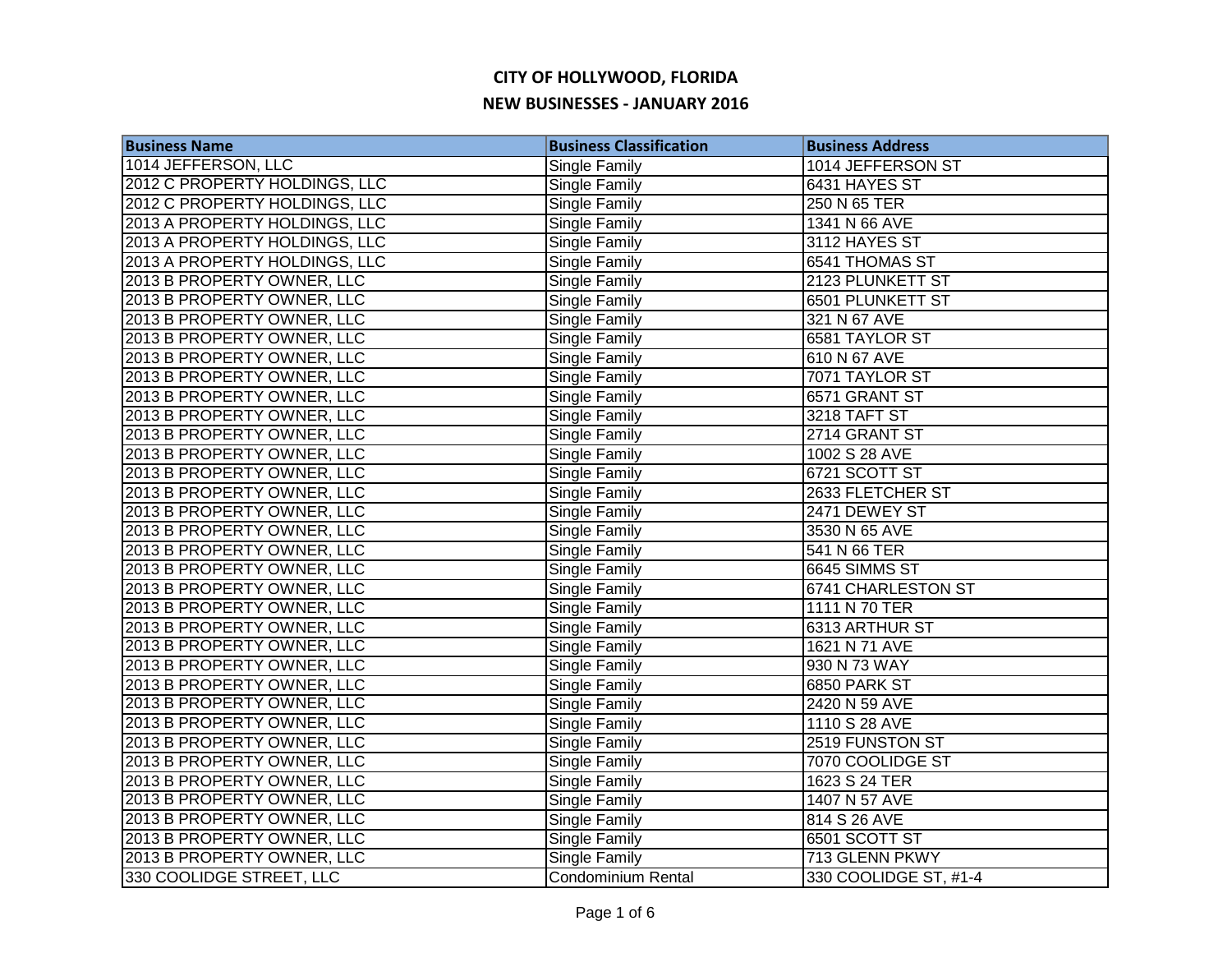# CITY OF HOLLYWOOD, FLORIDA

## NEW BUSINESSES - JANUARY 2016

| Business Name | Business Classification | Business Address |
|---|---|---|
| 1014 JEFFERSON, LLC | Single Family | 1014 JEFFERSON ST |
| 2012 C PROPERTY HOLDINGS, LLC | Single Family | 6431 HAYES ST |
| 2012 C PROPERTY HOLDINGS, LLC | Single Family | 250 N 65 TER |
| 2013 A PROPERTY HOLDINGS, LLC | Single Family | 1341 N 66 AVE |
| 2013 A PROPERTY HOLDINGS, LLC | Single Family | 3112 HAYES ST |
| 2013 A PROPERTY HOLDINGS, LLC | Single Family | 6541 THOMAS ST |
| 2013 B PROPERTY OWNER, LLC | Single Family | 2123 PLUNKETT ST |
| 2013 B PROPERTY OWNER, LLC | Single Family | 6501 PLUNKETT ST |
| 2013 B PROPERTY OWNER, LLC | Single Family | 321 N 67 AVE |
| 2013 B PROPERTY OWNER, LLC | Single Family | 6581 TAYLOR ST |
| 2013 B PROPERTY OWNER, LLC | Single Family | 610 N 67 AVE |
| 2013 B PROPERTY OWNER, LLC | Single Family | 7071 TAYLOR ST |
| 2013 B PROPERTY OWNER, LLC | Single Family | 6571 GRANT ST |
| 2013 B PROPERTY OWNER, LLC | Single Family | 3218 TAFT ST |
| 2013 B PROPERTY OWNER, LLC | Single Family | 2714 GRANT ST |
| 2013 B PROPERTY OWNER, LLC | Single Family | 1002 S 28 AVE |
| 2013 B PROPERTY OWNER, LLC | Single Family | 6721 SCOTT ST |
| 2013 B PROPERTY OWNER, LLC | Single Family | 2633 FLETCHER ST |
| 2013 B PROPERTY OWNER, LLC | Single Family | 2471 DEWEY ST |
| 2013 B PROPERTY OWNER, LLC | Single Family | 3530 N 65 AVE |
| 2013 B PROPERTY OWNER, LLC | Single Family | 541 N 66 TER |
| 2013 B PROPERTY OWNER, LLC | Single Family | 6645 SIMMS ST |
| 2013 B PROPERTY OWNER, LLC | Single Family | 6741 CHARLESTON ST |
| 2013 B PROPERTY OWNER, LLC | Single Family | 1111 N 70 TER |
| 2013 B PROPERTY OWNER, LLC | Single Family | 6313 ARTHUR ST |
| 2013 B PROPERTY OWNER, LLC | Single Family | 1621 N 71 AVE |
| 2013 B PROPERTY OWNER, LLC | Single Family | 930 N 73 WAY |
| 2013 B PROPERTY OWNER, LLC | Single Family | 6850 PARK ST |
| 2013 B PROPERTY OWNER, LLC | Single Family | 2420 N 59 AVE |
| 2013 B PROPERTY OWNER, LLC | Single Family | 1110 S 28 AVE |
| 2013 B PROPERTY OWNER, LLC | Single Family | 2519 FUNSTON ST |
| 2013 B PROPERTY OWNER, LLC | Single Family | 7070 COOLIDGE ST |
| 2013 B PROPERTY OWNER, LLC | Single Family | 1623 S 24 TER |
| 2013 B PROPERTY OWNER, LLC | Single Family | 1407 N 57 AVE |
| 2013 B PROPERTY OWNER, LLC | Single Family | 814 S 26 AVE |
| 2013 B PROPERTY OWNER, LLC | Single Family | 6501 SCOTT ST |
| 2013 B PROPERTY OWNER, LLC | Single Family | 713 GLENN PKWY |
| 330 COOLIDGE STREET, LLC | Condominium Rental | 330 COOLIDGE ST, #1-4 |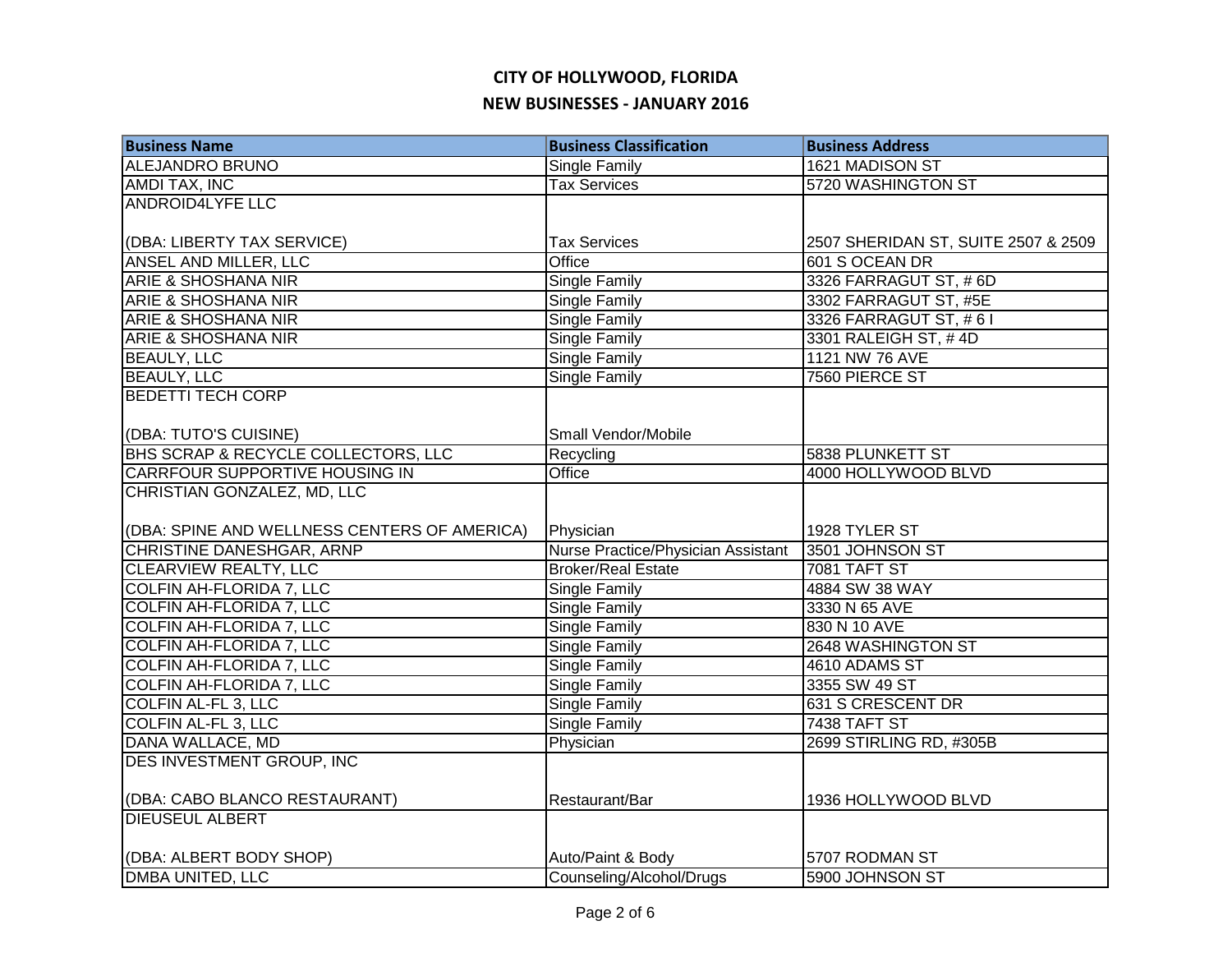# CITY OF HOLLYWOOD, FLORIDA

## NEW BUSINESSES - JANUARY 2016

| Business Name | Business Classification | Business Address |
| --- | --- | --- |
| ALEJANDRO BRUNO | Single Family | 1621 MADISON ST |
| AMDI TAX, INC | Tax Services | 5720 WASHINGTON ST |
| ANDROID4LYFE LLC (DBA: LIBERTY TAX SERVICE) | Tax Services | 2507 SHERIDAN ST, SUITE 2507 & 2509 |
| ANSEL AND MILLER, LLC | Office | 601 S OCEAN DR |
| ARIE & SHOSHANA NIR | Single Family | 3326 FARRAGUT ST, # 6D |
| ARIE & SHOSHANA NIR | Single Family | 3302 FARRAGUT ST, #5E |
| ARIE & SHOSHANA NIR | Single Family | 3326 FARRAGUT ST, # 6 I |
| ARIE & SHOSHANA NIR | Single Family | 3301 RALEIGH ST, # 4D |
| BEAULY, LLC | Single Family | 1121 NW 76 AVE |
| BEAULY, LLC | Single Family | 7560 PIERCE ST |
| BEDETTI TECH CORP (DBA: TUTO'S CUISINE) | Small Vendor/Mobile | |
| BHS SCRAP & RECYCLE COLLECTORS, LLC | Recycling | 5838 PLUNKETT ST |
| CARRFOUR SUPPORTIVE HOUSING IN | Office | 4000 HOLLYWOOD BLVD |
| CHRISTIAN GONZALEZ, MD, LLC (DBA: SPINE AND WELLNESS CENTERS OF AMERICA) | Physician | 1928 TYLER ST |
| CHRISTINE DANESHGAR, ARNP | Nurse Practice/Physician Assistant | 3501 JOHNSON ST |
| CLEARVIEW REALTY, LLC | Broker/Real Estate | 7081 TAFT ST |
| COLFIN AH-FLORIDA 7, LLC | Single Family | 4884 SW 38 WAY |
| COLFIN AH-FLORIDA 7, LLC | Single Family | 3330 N 65 AVE |
| COLFIN AH-FLORIDA 7, LLC | Single Family | 830 N 10 AVE |
| COLFIN AH-FLORIDA 7, LLC | Single Family | 2648 WASHINGTON ST |
| COLFIN AH-FLORIDA 7, LLC | Single Family | 4610 ADAMS ST |
| COLFIN AH-FLORIDA 7, LLC | Single Family | 3355 SW 49 ST |
| COLFIN AL-FL 3, LLC | Single Family | 631 S CRESCENT DR |
| COLFIN AL-FL 3, LLC | Single Family | 7438 TAFT ST |
| DANA WALLACE, MD | Physician | 2699 STIRLING RD, #305B |
| DES INVESTMENT GROUP, INC (DBA: CABO BLANCO RESTAURANT) | Restaurant/Bar | 1936 HOLLYWOOD BLVD |
| DIEUSEUL ALBERT (DBA: ALBERT BODY SHOP) | Auto/Paint & Body | 5707 RODMAN ST |
| DMBA UNITED, LLC | Counseling/Alcohol/Drugs | 5900 JOHNSON ST |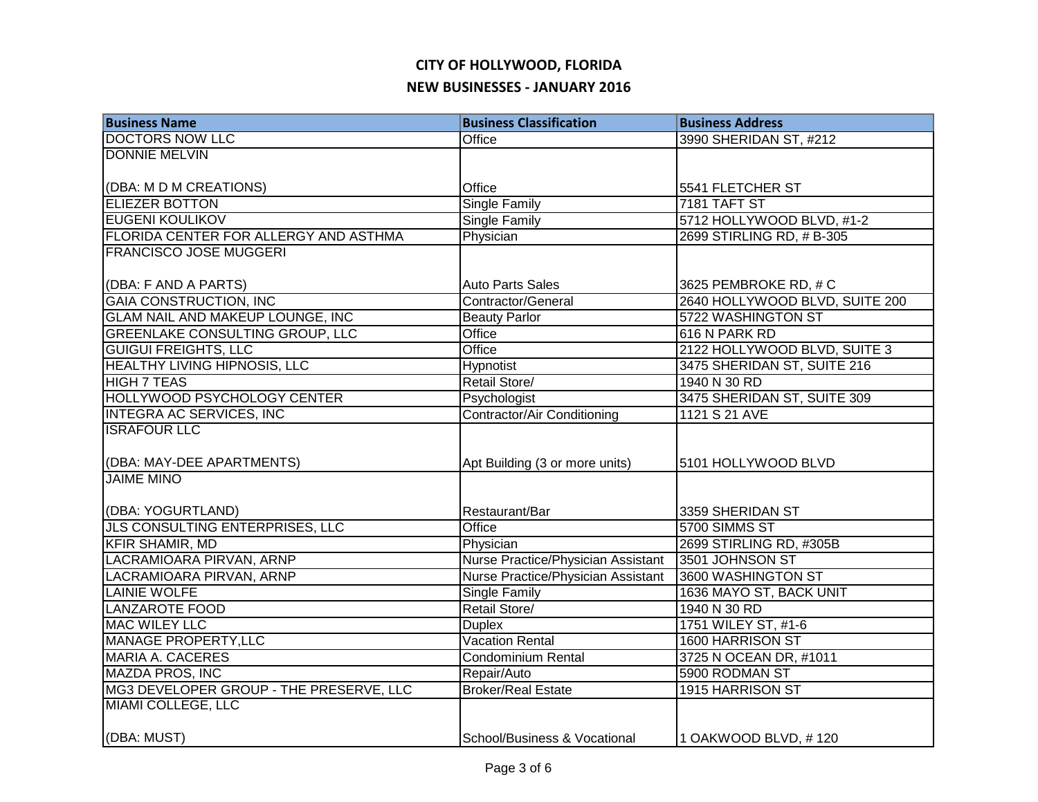# CITY OF HOLLYWOOD, FLORIDA

## NEW BUSINESSES - JANUARY 2016

| Business Name | Business Classification | Business Address |
|---|---|---|
| DOCTORS NOW LLC | Office | 3990 SHERIDAN ST, #212 |
| DONNIE MELVIN (DBA: M D M CREATIONS) | Office | 5541 FLETCHER ST |
| ELIEZER BOTTON | Single Family | 7181 TAFT ST |
| EUGENI KOULIKOV | Single Family | 5712 HOLLYWOOD BLVD, #1-2 |
| FLORIDA CENTER FOR ALLERGY AND ASTHMA | Physician | 2699 STIRLING RD, # B-305 |
| FRANCISCO JOSE MUGGERI (DBA: F AND A PARTS) | Auto Parts Sales | 3625 PEMBROKE RD, # C |
| GAIA CONSTRUCTION, INC | Contractor/General | 2640 HOLLYWOOD BLVD, SUITE 200 |
| GLAM NAIL AND MAKEUP LOUNGE, INC | Beauty Parlor | 5722 WASHINGTON ST |
| GREENLAKE CONSULTING GROUP, LLC | Office | 616 N PARK RD |
| GUIGUI FREIGHTS, LLC | Office | 2122 HOLLYWOOD BLVD, SUITE 3 |
| HEALTHY LIVING HIPNOSIS, LLC | Hypnotist | 3475 SHERIDAN ST, SUITE 216 |
| HIGH 7 TEAS | Retail Store/ | 1940 N 30 RD |
| HOLLYWOOD PSYCHOLOGY CENTER | Psychologist | 3475 SHERIDAN ST, SUITE 309 |
| INTEGRA AC SERVICES, INC | Contractor/Air Conditioning | 1121 S 21 AVE |
| ISRAFOUR LLC (DBA: MAY-DEE APARTMENTS) | Apt Building (3 or more units) | 5101 HOLLYWOOD BLVD |
| JAIME MINO (DBA: YOGURTLAND) | Restaurant/Bar | 3359 SHERIDAN ST |
| JLS CONSULTING ENTERPRISES, LLC | Office | 5700 SIMMS ST |
| KFIR SHAMIR, MD | Physician | 2699 STIRLING RD, #305B |
| LACRAMIOARA PIRVAN, ARNP | Nurse Practice/Physician Assistant | 3501 JOHNSON ST |
| LACRAMIOARA PIRVAN, ARNP | Nurse Practice/Physician Assistant | 3600 WASHINGTON ST |
| LAINIE WOLFE | Single Family | 1636 MAYO ST, BACK UNIT |
| LANZAROTE FOOD | Retail Store/ | 1940 N 30 RD |
| MAC WILEY LLC | Duplex | 1751 WILEY ST, #1-6 |
| MANAGE PROPERTY,LLC | Vacation Rental | 1600 HARRISON ST |
| MARIA A. CACERES | Condominium Rental | 3725 N OCEAN DR, #1011 |
| MAZDA PROS, INC | Repair/Auto | 5900 RODMAN ST |
| MG3 DEVELOPER GROUP - THE PRESERVE, LLC | Broker/Real Estate | 1915 HARRISON ST |
| MIAMI COLLEGE, LLC (DBA: MUST) | School/Business & Vocational | 1 OAKWOOD BLVD, # 120 |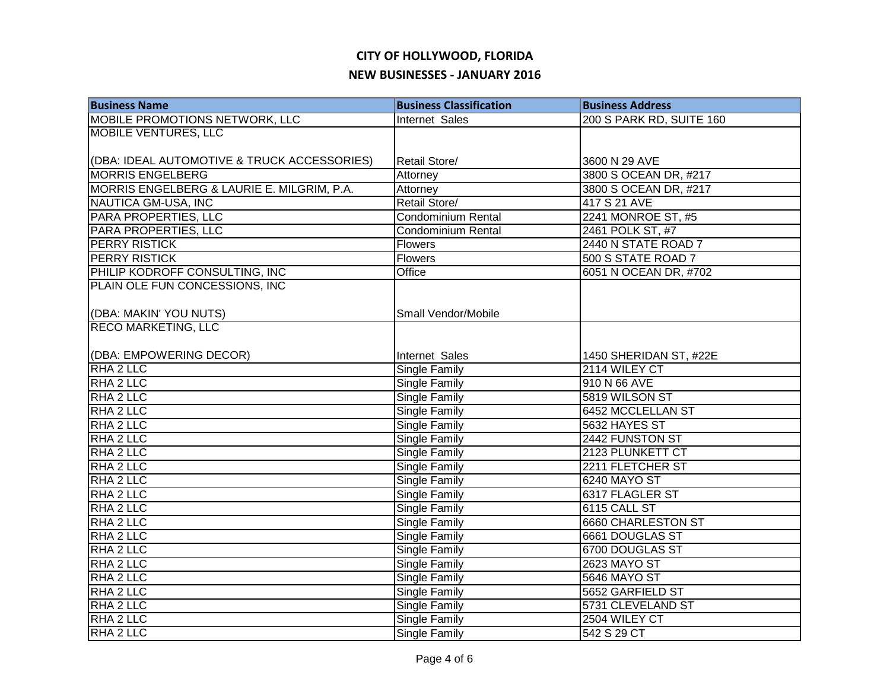# CITY OF HOLLYWOOD, FLORIDA

## NEW BUSINESSES - JANUARY 2016

| Business Name | Business Classification | Business Address |
|---|---|---|
| MOBILE PROMOTIONS NETWORK, LLC | Internet Sales | 200 S PARK RD, SUITE 160 |
| MOBILE VENTURES, LLC<br><br>(DBA: IDEAL AUTOMOTIVE & TRUCK ACCESSORIES) | Retail Store/ | 3600 N 29 AVE |
| MORRIS ENGELBERG | Attorney | 3800 S OCEAN DR, #217 |
| MORRIS ENGELBERG & LAURIE E. MILGRIM, P.A. | Attorney | 3800 S OCEAN DR, #217 |
| NAUTICA GM-USA, INC | Retail Store/ | 417 S 21 AVE |
| PARA PROPERTIES, LLC | Condominium Rental | 2241 MONROE ST, #5 |
| PARA PROPERTIES, LLC | Condominium Rental | 2461 POLK ST, #7 |
| PERRY RISTICK | Flowers | 2440 N STATE ROAD 7 |
| PERRY RISTICK | Flowers | 500 S STATE ROAD 7 |
| PHILIP KODROFF CONSULTING, INC | Office | 6051 N OCEAN DR, #702 |
| PLAIN OLE FUN CONCESSIONS, INC<br><br>(DBA: MAKIN' YOU NUTS) | Small Vendor/Mobile | |
| RECO MARKETING, LLC<br><br>(DBA: EMPOWERING DECOR) | Internet Sales | 1450 SHERIDAN ST, #22E |
| RHA 2 LLC | Single Family | 2114 WILEY CT |
| RHA 2 LLC | Single Family | 910 N 66 AVE |
| RHA 2 LLC | Single Family | 5819 WILSON ST |
| RHA 2 LLC | Single Family | 6452 MCCLELLAN ST |
| RHA 2 LLC | Single Family | 5632 HAYES ST |
| RHA 2 LLC | Single Family | 2442 FUNSTON ST |
| RHA 2 LLC | Single Family | 2123 PLUNKETT CT |
| RHA 2 LLC | Single Family | 2211 FLETCHER ST |
| RHA 2 LLC | Single Family | 6240 MAYO ST |
| RHA 2 LLC | Single Family | 6317 FLAGLER ST |
| RHA 2 LLC | Single Family | 6115 CALL ST |
| RHA 2 LLC | Single Family | 6660 CHARLESTON ST |
| RHA 2 LLC | Single Family | 6661 DOUGLAS ST |
| RHA 2 LLC | Single Family | 6700 DOUGLAS ST |
| RHA 2 LLC | Single Family | 2623 MAYO ST |
| RHA 2 LLC | Single Family | 5646 MAYO ST |
| RHA 2 LLC | Single Family | 5652 GARFIELD ST |
| RHA 2 LLC | Single Family | 5731 CLEVELAND ST |
| RHA 2 LLC | Single Family | 2504 WILEY CT |
| RHA 2 LLC | Single Family | 542 S 29 CT |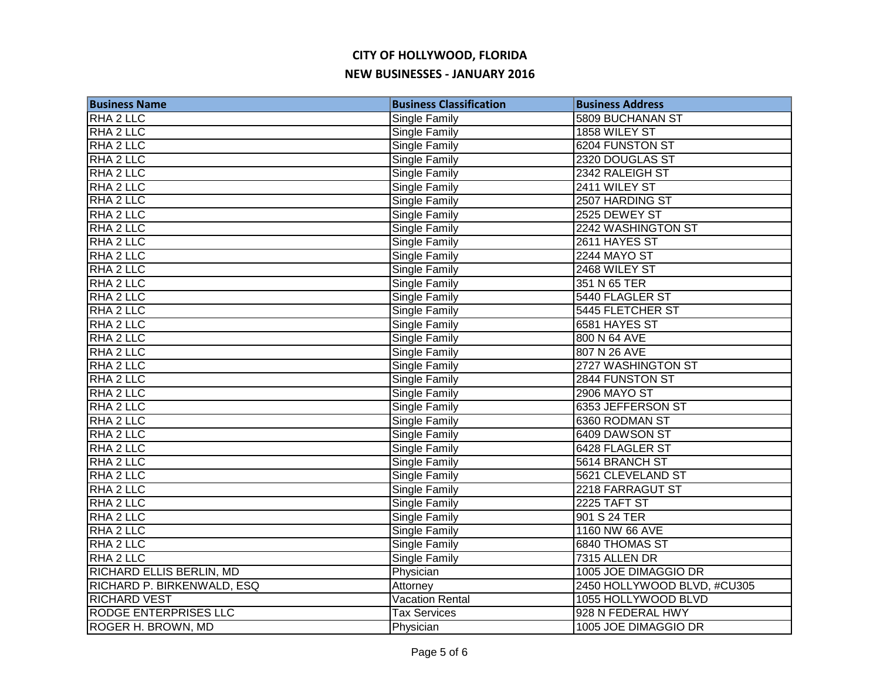# CITY OF HOLLYWOOD, FLORIDA

## NEW BUSINESSES - JANUARY 2016

| Business Name | Business Classification | Business Address |
| --- | --- | --- |
| RHA 2 LLC | Single Family | 5809 BUCHANAN ST |
| RHA 2 LLC | Single Family | 1858 WILEY ST |
| RHA 2 LLC | Single Family | 6204 FUNSTON ST |
| RHA 2 LLC | Single Family | 2320 DOUGLAS ST |
| RHA 2 LLC | Single Family | 2342 RALEIGH ST |
| RHA 2 LLC | Single Family | 2411 WILEY ST |
| RHA 2 LLC | Single Family | 2507 HARDING ST |
| RHA 2 LLC | Single Family | 2525 DEWEY ST |
| RHA 2 LLC | Single Family | 2242 WASHINGTON ST |
| RHA 2 LLC | Single Family | 2611 HAYES ST |
| RHA 2 LLC | Single Family | 2244 MAYO ST |
| RHA 2 LLC | Single Family | 2468 WILEY ST |
| RHA 2 LLC | Single Family | 351 N 65 TER |
| RHA 2 LLC | Single Family | 5440 FLAGLER ST |
| RHA 2 LLC | Single Family | 5445 FLETCHER ST |
| RHA 2 LLC | Single Family | 6581 HAYES ST |
| RHA 2 LLC | Single Family | 800 N 64 AVE |
| RHA 2 LLC | Single Family | 807 N 26 AVE |
| RHA 2 LLC | Single Family | 2727 WASHINGTON ST |
| RHA 2 LLC | Single Family | 2844 FUNSTON ST |
| RHA 2 LLC | Single Family | 2906 MAYO ST |
| RHA 2 LLC | Single Family | 6353 JEFFERSON ST |
| RHA 2 LLC | Single Family | 6360 RODMAN ST |
| RHA 2 LLC | Single Family | 6409 DAWSON ST |
| RHA 2 LLC | Single Family | 6428 FLAGLER ST |
| RHA 2 LLC | Single Family | 5614 BRANCH ST |
| RHA 2 LLC | Single Family | 5621 CLEVELAND ST |
| RHA 2 LLC | Single Family | 2218 FARRAGUT ST |
| RHA 2 LLC | Single Family | 2225 TAFT ST |
| RHA 2 LLC | Single Family | 901 S 24 TER |
| RHA 2 LLC | Single Family | 1160 NW 66 AVE |
| RHA 2 LLC | Single Family | 6840 THOMAS ST |
| RHA 2 LLC | Single Family | 7315 ALLEN DR |
| RICHARD ELLIS BERLIN, MD | Physician | 1005 JOE DIMAGGIO DR |
| RICHARD P. BIRKENWALD, ESQ | Attorney | 2450 HOLLYWOOD BLVD, #CU305 |
| RICHARD VEST | Vacation Rental | 1055 HOLLYWOOD BLVD |
| RODGE ENTERPRISES LLC | Tax Services | 928 N FEDERAL HWY |
| ROGER H. BROWN, MD | Physician | 1005 JOE DIMAGGIO DR |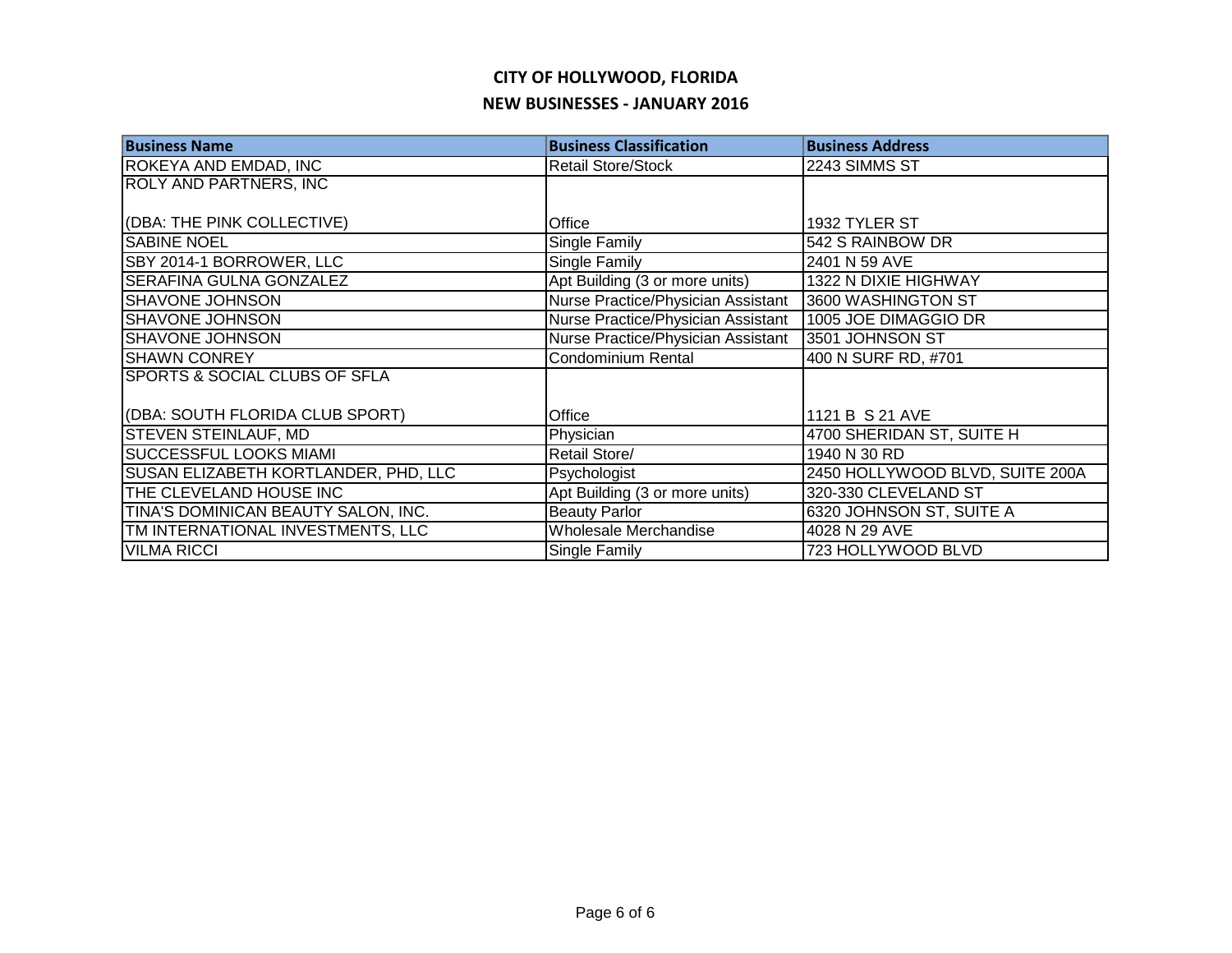# CITY OF HOLLYWOOD, FLORIDA

## NEW BUSINESSES - JANUARY 2016

| Business Name | Business Classification | Business Address |
| --- | --- | --- |
| ROKEYA AND EMDAD, INC | Retail Store/Stock | 2243 SIMMS ST |
| ROLY AND PARTNERS, INC (DBA: THE PINK COLLECTIVE) | Office | 1932 TYLER ST |
| SABINE NOEL | Single Family | 542 S RAINBOW DR |
| SBY 2014-1 BORROWER, LLC | Single Family | 2401 N 59 AVE |
| SERAFINA GULNA GONZALEZ | Apt Building (3 or more units) | 1322 N DIXIE HIGHWAY |
| SHAVONE JOHNSON | Nurse Practice/Physician Assistant | 3600 WASHINGTON ST |
| SHAVONE JOHNSON | Nurse Practice/Physician Assistant | 1005 JOE DIMAGGIO DR |
| SHAVONE JOHNSON | Nurse Practice/Physician Assistant | 3501 JOHNSON ST |
| SHAWN CONREY | Condominium Rental | 400 N SURF RD, #701 |
| SPORTS & SOCIAL CLUBS OF SFLA (DBA: SOUTH FLORIDA CLUB SPORT) | Office | 1121 B S 21 AVE |
| STEVEN STEINLAUF, MD | Physician | 4700 SHERIDAN ST, SUITE H |
| SUCCESSFUL LOOKS MIAMI | Retail Store/ | 1940 N 30 RD |
| SUSAN ELIZABETH KORTLANDER, PHD, LLC | Psychologist | 2450 HOLLYWOOD BLVD, SUITE 200A |
| THE CLEVELAND HOUSE INC | Apt Building (3 or more units) | 320-330 CLEVELAND ST |
| TINA'S DOMINICAN BEAUTY SALON, INC. | Beauty Parlor | 6320 JOHNSON ST, SUITE A |
| TM INTERNATIONAL INVESTMENTS, LLC | Wholesale Merchandise | 4028 N 29 AVE |
| VILMA RICCI | Single Family | 723 HOLLYWOOD BLVD |